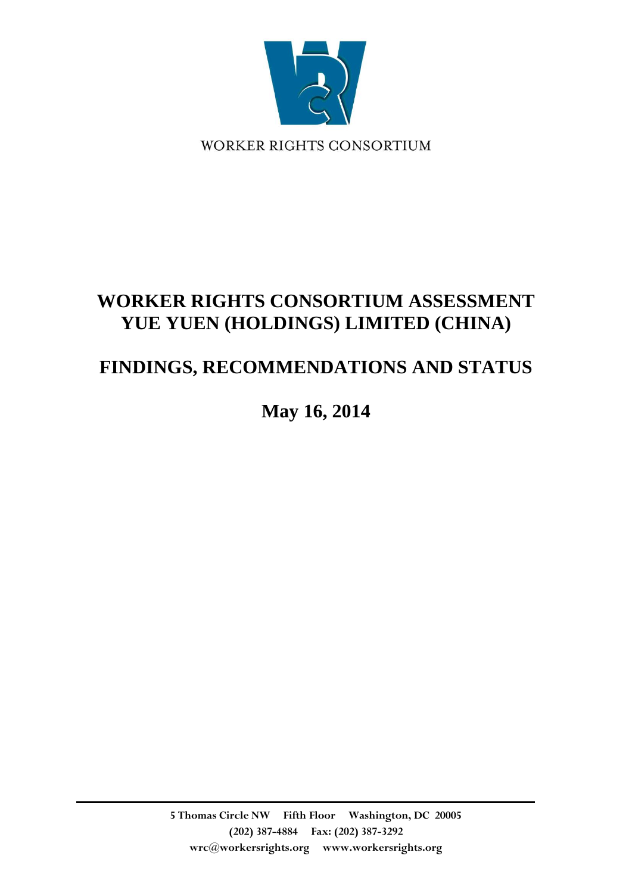WORKER RIGHTS CONSORTIUM

# WORKER RIGHTS CONSORTIUM ASSESSMENT YUE YUEN (HOLDINGS) LIMITED (CHINA)

# FINDINGS, RECOMMENDATIONS AND STATUS

## May 16, 2014

5 Thomas Circle NW    Fifth Floor    Washington, DC 20005
(202) 387-4884    Fax: (202) 387-3292
wrc@workersrights.org    www.workersrights.org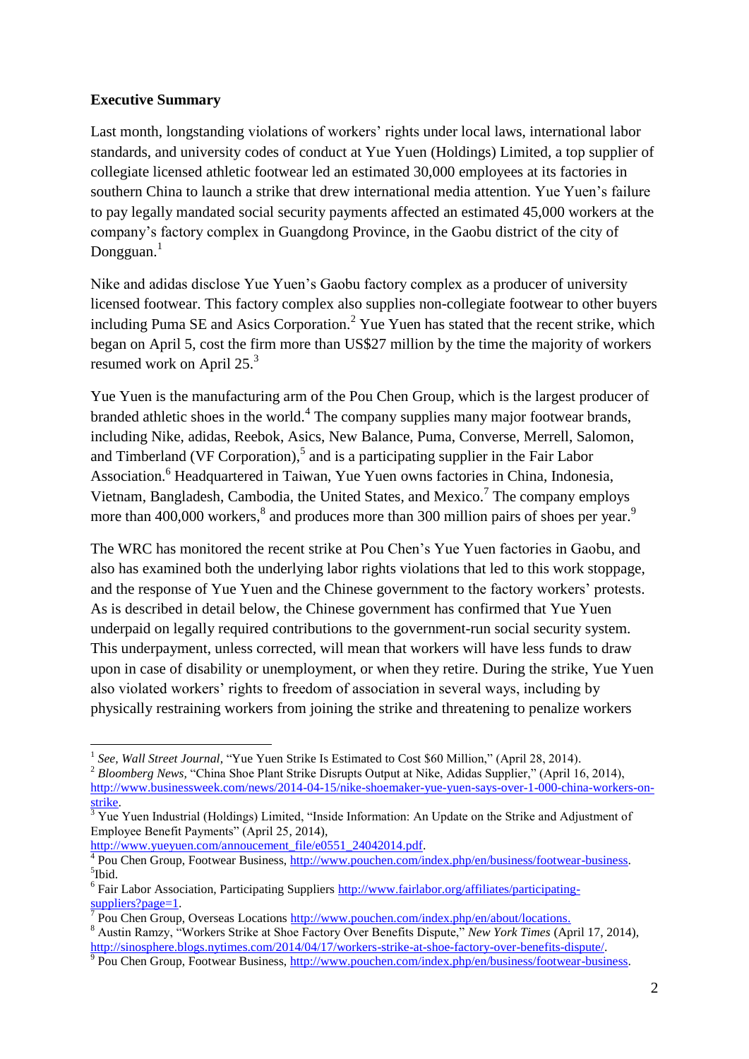**Executive Summary**

Last month, longstanding violations of workers' rights under local laws, international labor standards, and university codes of conduct at Yue Yuen (Holdings) Limited, a top supplier of collegiate licensed athletic footwear led an estimated 30,000 employees at its factories in southern China to launch a strike that drew international media attention. Yue Yuen's failure to pay legally mandated social security payments affected an estimated 45,000 workers at the company's factory complex in Guangdong Province, in the Gaobu district of the city of Dongguan.[1]

Nike and adidas disclose Yue Yuen's Gaobu factory complex as a producer of university licensed footwear. This factory complex also supplies non-collegiate footwear to other buyers including Puma SE and Asics Corporation.[2] Yue Yuen has stated that the recent strike, which began on April 5, cost the firm more than US$27 million by the time the majority of workers resumed work on April 25.[3]

Yue Yuen is the manufacturing arm of the Pou Chen Group, which is the largest producer of branded athletic shoes in the world.[4] The company supplies many major footwear brands, including Nike, adidas, Reebok, Asics, New Balance, Puma, Converse, Merrell, Salomon, and Timberland (VF Corporation),[5] and is a participating supplier in the Fair Labor Association.[6] Headquartered in Taiwan, Yue Yuen owns factories in China, Indonesia, Vietnam, Bangladesh, Cambodia, the United States, and Mexico.[7] The company employs more than 400,000 workers,[8] and produces more than 300 million pairs of shoes per year.[9]

The WRC has monitored the recent strike at Pou Chen's Yue Yuen factories in Gaobu, and also has examined both the underlying labor rights violations that led to this work stoppage, and the response of Yue Yuen and the Chinese government to the factory workers' protests. As is described in detail below, the Chinese government has confirmed that Yue Yuen underpaid on legally required contributions to the government-run social security system. This underpayment, unless corrected, will mean that workers will have less funds to draw upon in case of disability or unemployment, or when they retire. During the strike, Yue Yuen also violated workers' rights to freedom of association in several ways, including by physically restraining workers from joining the strike and threatening to penalize workers

---

[1] *See*, *Wall Street Journal*, "Yue Yuen Strike Is Estimated to Cost $60 Million," (April 28, 2014).

[2] *Bloomberg News*, "China Shoe Plant Strike Disrupts Output at Nike, Adidas Supplier," (April 16, 2014), http://www.businessweek.com/news/2014-04-15/nike-shoemaker-yue-yuen-says-over-1-000-china-workers-on-strike.

[3] Yue Yuen Industrial (Holdings) Limited, "Inside Information: An Update on the Strike and Adjustment of Employee Benefit Payments" (April 25, 2014), http://www.yueyuen.com/annoucement_file/e0551_24042014.pdf.

[4] Pou Chen Group, Footwear Business, http://www.pouchen.com/index.php/en/business/footwear-business.

[5] Ibid.

[6] Fair Labor Association, Participating Suppliers http://www.fairlabor.org/affiliates/participating-suppliers?page=1.

[7] Pou Chen Group, Overseas Locations http://www.pouchen.com/index.php/en/about/locations.

[8] Austin Ramzy, "Workers Strike at Shoe Factory Over Benefits Dispute," *New York Times* (April 17, 2014), http://sinosphere.blogs.nytimes.com/2014/04/17/workers-strike-at-shoe-factory-over-benefits-dispute/.

[9] Pou Chen Group, Footwear Business, http://www.pouchen.com/index.php/en/business/footwear-business.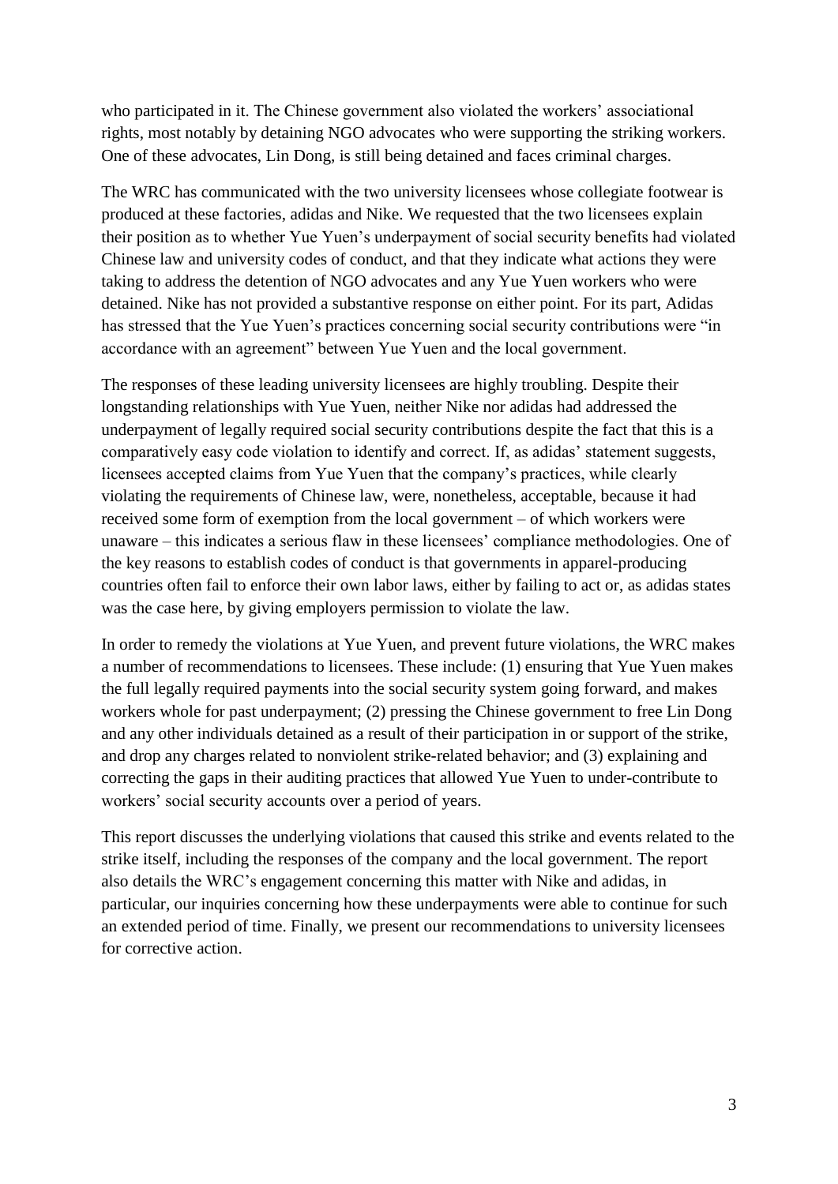who participated in it. The Chinese government also violated the workers' associational rights, most notably by detaining NGO advocates who were supporting the striking workers. One of these advocates, Lin Dong, is still being detained and faces criminal charges.

The WRC has communicated with the two university licensees whose collegiate footwear is produced at these factories, adidas and Nike. We requested that the two licensees explain their position as to whether Yue Yuen's underpayment of social security benefits had violated Chinese law and university codes of conduct, and that they indicate what actions they were taking to address the detention of NGO advocates and any Yue Yuen workers who were detained. Nike has not provided a substantive response on either point. For its part, Adidas has stressed that the Yue Yuen's practices concerning social security contributions were "in accordance with an agreement" between Yue Yuen and the local government.

The responses of these leading university licensees are highly troubling. Despite their longstanding relationships with Yue Yuen, neither Nike nor adidas had addressed the underpayment of legally required social security contributions despite the fact that this is a comparatively easy code violation to identify and correct. If, as adidas' statement suggests, licensees accepted claims from Yue Yuen that the company's practices, while clearly violating the requirements of Chinese law, were, nonetheless, acceptable, because it had received some form of exemption from the local government – of which workers were unaware – this indicates a serious flaw in these licensees' compliance methodologies. One of the key reasons to establish codes of conduct is that governments in apparel-producing countries often fail to enforce their own labor laws, either by failing to act or, as adidas states was the case here, by giving employers permission to violate the law.

In order to remedy the violations at Yue Yuen, and prevent future violations, the WRC makes a number of recommendations to licensees. These include: (1) ensuring that Yue Yuen makes the full legally required payments into the social security system going forward, and makes workers whole for past underpayment; (2) pressing the Chinese government to free Lin Dong and any other individuals detained as a result of their participation in or support of the strike, and drop any charges related to nonviolent strike-related behavior; and (3) explaining and correcting the gaps in their auditing practices that allowed Yue Yuen to under-contribute to workers' social security accounts over a period of years.

This report discusses the underlying violations that caused this strike and events related to the strike itself, including the responses of the company and the local government. The report also details the WRC's engagement concerning this matter with Nike and adidas, in particular, our inquiries concerning how these underpayments were able to continue for such an extended period of time. Finally, we present our recommendations to university licensees for corrective action.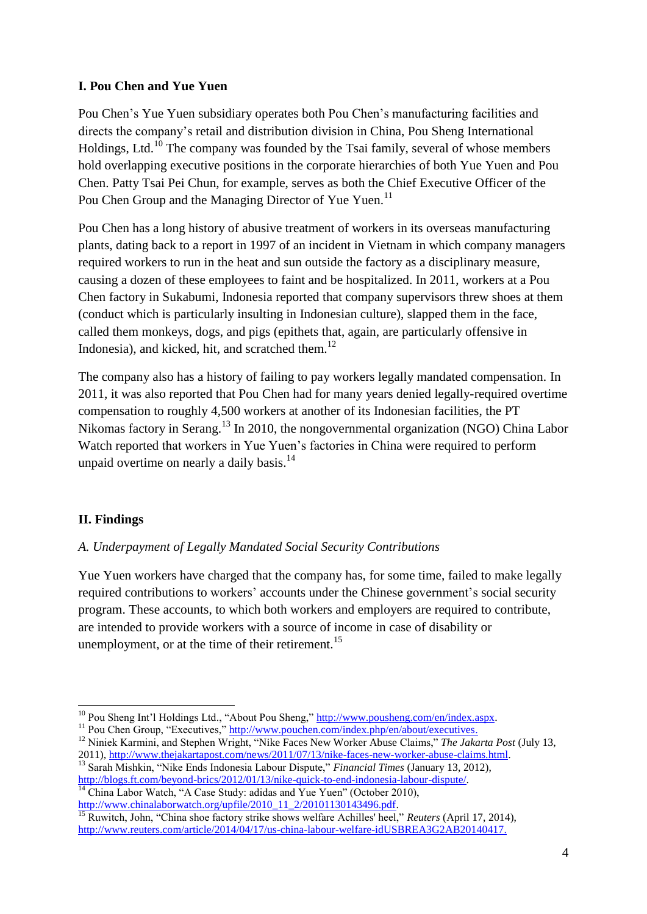## I. Pou Chen and Yue Yuen

Pou Chen's Yue Yuen subsidiary operates both Pou Chen's manufacturing facilities and directs the company's retail and distribution division in China, Pou Sheng International Holdings, Ltd.[10] The company was founded by the Tsai family, several of whose members hold overlapping executive positions in the corporate hierarchies of both Yue Yuen and Pou Chen. Patty Tsai Pei Chun, for example, serves as both the Chief Executive Officer of the Pou Chen Group and the Managing Director of Yue Yuen.[11]

Pou Chen has a long history of abusive treatment of workers in its overseas manufacturing plants, dating back to a report in 1997 of an incident in Vietnam in which company managers required workers to run in the heat and sun outside the factory as a disciplinary measure, causing a dozen of these employees to faint and be hospitalized. In 2011, workers at a Pou Chen factory in Sukabumi, Indonesia reported that company supervisors threw shoes at them (conduct which is particularly insulting in Indonesian culture), slapped them in the face, called them monkeys, dogs, and pigs (epithets that, again, are particularly offensive in Indonesia), and kicked, hit, and scratched them.[12]

The company also has a history of failing to pay workers legally mandated compensation. In 2011, it was also reported that Pou Chen had for many years denied legally-required overtime compensation to roughly 4,500 workers at another of its Indonesian facilities, the PT Nikomas factory in Serang.[13] In 2010, the nongovernmental organization (NGO) China Labor Watch reported that workers in Yue Yuen's factories in China were required to perform unpaid overtime on nearly a daily basis.[14]

## II. Findings

### *A. Underpayment of Legally Mandated Social Security Contributions*

Yue Yuen workers have charged that the company has, for some time, failed to make legally required contributions to workers' accounts under the Chinese government's social security program. These accounts, to which both workers and employers are required to contribute, are intended to provide workers with a source of income in case of disability or unemployment, or at the time of their retirement.[15]

---

[10] Pou Sheng Int'l Holdings Ltd., "About Pou Sheng," http://www.pousheng.com/en/index.aspx.

[11] Pou Chen Group, "Executives," http://www.pouchen.com/index.php/en/about/executives.

[12] Niniek Karmini, and Stephen Wright, "Nike Faces New Worker Abuse Claims," *The Jakarta Post* (July 13, 2011), http://www.thejakartapost.com/news/2011/07/13/nike-faces-new-worker-abuse-claims.html.

[13] Sarah Mishkin, "Nike Ends Indonesia Labour Dispute," *Financial Times* (January 13, 2012), http://blogs.ft.com/beyond-brics/2012/01/13/nike-quick-to-end-indonesia-labour-dispute/.

[14] China Labor Watch, "A Case Study: adidas and Yue Yuen" (October 2010), http://www.chinalaborwatch.org/upfile/2010_11_2/20101130143496.pdf.

[15] Ruwitch, John, "China shoe factory strike shows welfare Achilles' heel," *Reuters* (April 17, 2014), http://www.reuters.com/article/2014/04/17/us-china-labour-welfare-idUSBREA3G2AB20140417.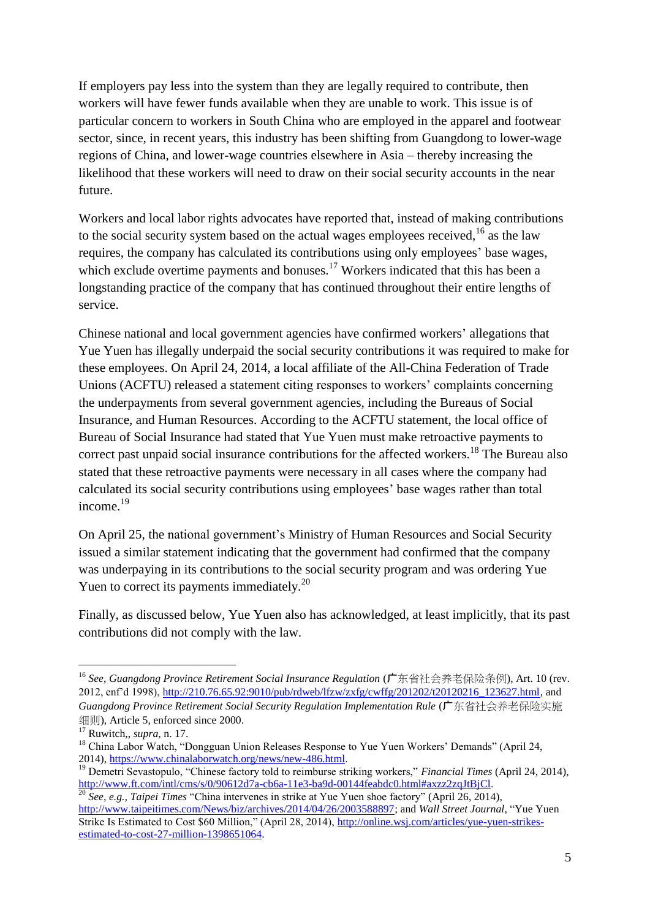If employers pay less into the system than they are legally required to contribute, then workers will have fewer funds available when they are unable to work. This issue is of particular concern to workers in South China who are employed in the apparel and footwear sector, since, in recent years, this industry has been shifting from Guangdong to lower-wage regions of China, and lower-wage countries elsewhere in Asia – thereby increasing the likelihood that these workers will need to draw on their social security accounts in the near future.

Workers and local labor rights advocates have reported that, instead of making contributions to the social security system based on the actual wages employees received,[16] as the law requires, the company has calculated its contributions using only employees' base wages, which exclude overtime payments and bonuses.[17] Workers indicated that this has been a longstanding practice of the company that has continued throughout their entire lengths of service.

Chinese national and local government agencies have confirmed workers' allegations that Yue Yuen has illegally underpaid the social security contributions it was required to make for these employees. On April 24, 2014, a local affiliate of the All-China Federation of Trade Unions (ACFTU) released a statement citing responses to workers' complaints concerning the underpayments from several government agencies, including the Bureaus of Social Insurance, and Human Resources. According to the ACFTU statement, the local office of Bureau of Social Insurance had stated that Yue Yuen must make retroactive payments to correct past unpaid social insurance contributions for the affected workers.[18] The Bureau also stated that these retroactive payments were necessary in all cases where the company had calculated its social security contributions using employees' base wages rather than total income.[19]

On April 25, the national government's Ministry of Human Resources and Social Security issued a similar statement indicating that the government had confirmed that the company was underpaying in its contributions to the social security program and was ordering Yue Yuen to correct its payments immediately.[20]

Finally, as discussed below, Yue Yuen also has acknowledged, at least implicitly, that its past contributions did not comply with the law.

---

[16] *See*, *Guangdong Province Retirement Social Insurance Regulation* (广东省社会养老保险条例), Art. 10 (rev. 2012, enf'd 1998), http://210.76.65.92:9010/pub/rdweb/lfzw/zxfg/cwffg/201202/t20120216_123627.html, and *Guangdong Province Retirement Social Security Regulation Implementation Rule* (广东省社会养老保险实施细则), Article 5, enforced since 2000.

[17] Ruwitch,, *supra*, n. 17.

[18] China Labor Watch, "Dongguan Union Releases Response to Yue Yuen Workers' Demands" (April 24, 2014), https://www.chinalaborwatch.org/news/new-486.html.

[19] Demetri Sevastopulo, "Chinese factory told to reimburse striking workers," *Financial Times* (April 24, 2014), http://www.ft.com/intl/cms/s/0/90612d7a-cb6a-11e3-ba9d-00144feabdc0.html#axzz2zqJtBjCl.

[20] *See, e.g., Taipei Times* "China intervenes in strike at Yue Yuen shoe factory" (April 26, 2014), http://www.taipeitimes.com/News/biz/archives/2014/04/26/2003588897; and *Wall Street Journal*, "Yue Yuen Strike Is Estimated to Cost $60 Million," (April 28, 2014), http://online.wsj.com/articles/yue-yuen-strikes-estimated-to-cost-27-million-1398651064.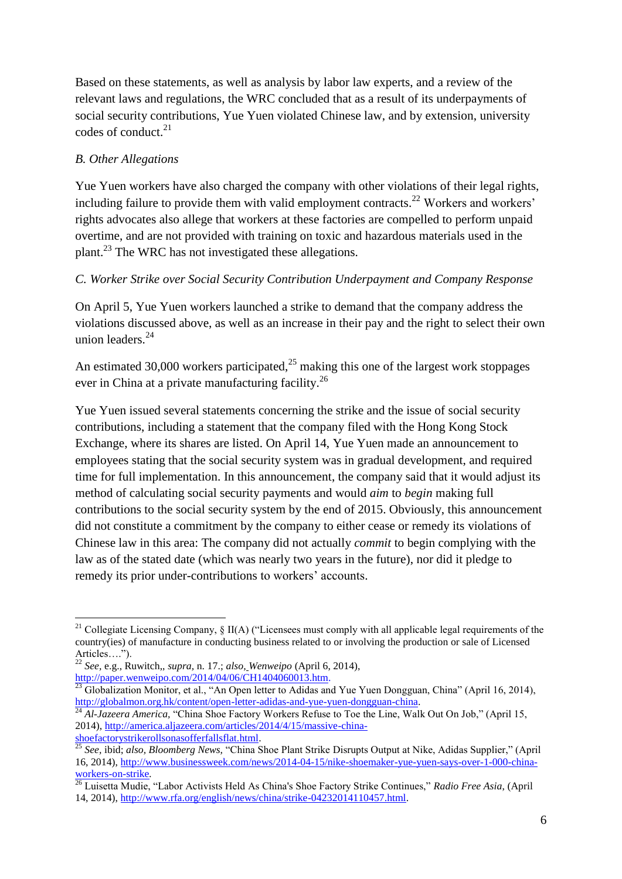Based on these statements, as well as analysis by labor law experts, and a review of the relevant laws and regulations, the WRC concluded that as a result of its underpayments of social security contributions, Yue Yuen violated Chinese law, and by extension, university codes of conduct.[21]

*B. Other Allegations*

Yue Yuen workers have also charged the company with other violations of their legal rights, including failure to provide them with valid employment contracts.[22] Workers and workers' rights advocates also allege that workers at these factories are compelled to perform unpaid overtime, and are not provided with training on toxic and hazardous materials used in the plant.[23] The WRC has not investigated these allegations.

*C. Worker Strike over Social Security Contribution Underpayment and Company Response*

On April 5, Yue Yuen workers launched a strike to demand that the company address the violations discussed above, as well as an increase in their pay and the right to select their own union leaders.[24]

An estimated 30,000 workers participated,[25] making this one of the largest work stoppages ever in China at a private manufacturing facility.[26]

Yue Yuen issued several statements concerning the strike and the issue of social security contributions, including a statement that the company filed with the Hong Kong Stock Exchange, where its shares are listed. On April 14, Yue Yuen made an announcement to employees stating that the social security system was in gradual development, and required time for full implementation. In this announcement, the company said that it would adjust its method of calculating social security payments and would *aim* to *begin* making full contributions to the social security system by the end of 2015. Obviously, this announcement did not constitute a commitment by the company to either cease or remedy its violations of Chinese law in this area: The company did not actually *commit* to begin complying with the law as of the stated date (which was nearly two years in the future), nor did it pledge to remedy its prior under-contributions to workers' accounts.

---

[21] Collegiate Licensing Company, § II(A) ("Licensees must comply with all applicable legal requirements of the country(ies) of manufacture in conducting business related to or involving the production or sale of Licensed Articles….").

[22] *See*, e.g., Ruwitch,, *supra*, n. 17.; *also*, *Wenweipo* (April 6, 2014), http://paper.wenweipo.com/2014/04/06/CH1404060013.htm.

[23] Globalization Monitor, et al., "An Open letter to Adidas and Yue Yuen Dongguan, China" (April 16, 2014), http://globalmon.org.hk/content/open-letter-adidas-and-yue-yuen-dongguan-china.

[24] *Al-Jazeera America*, "China Shoe Factory Workers Refuse to Toe the Line, Walk Out On Job," (April 15, 2014), http://america.aljazeera.com/articles/2014/4/15/massive-china-shoefactorystrikerollsonasofferfallsflat.html.

[25] *See*, ibid; *also*, *Bloomberg News*, "China Shoe Plant Strike Disrupts Output at Nike, Adidas Supplier," (April 16, 2014), http://www.businessweek.com/news/2014-04-15/nike-shoemaker-yue-yuen-says-over-1-000-china-workers-on-strike.

[26] Luisetta Mudie, "Labor Activists Held As China's Shoe Factory Strike Continues," *Radio Free Asia*, (April 14, 2014), http://www.rfa.org/english/news/china/strike-04232014110457.html.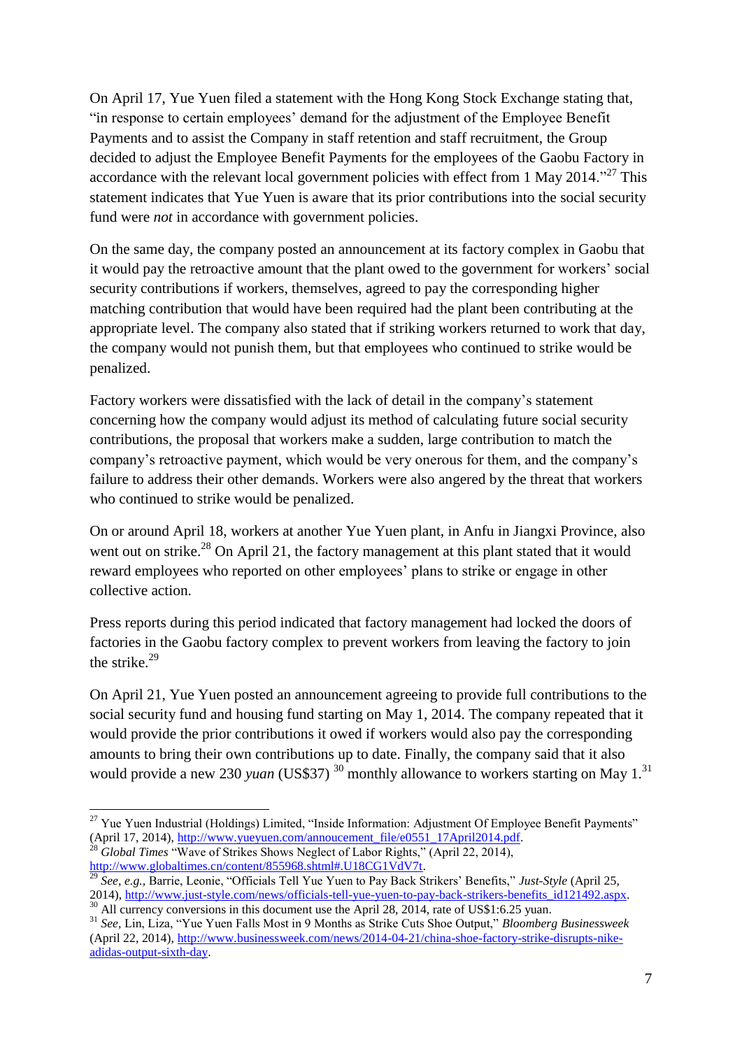On April 17, Yue Yuen filed a statement with the Hong Kong Stock Exchange stating that, "in response to certain employees' demand for the adjustment of the Employee Benefit Payments and to assist the Company in staff retention and staff recruitment, the Group decided to adjust the Employee Benefit Payments for the employees of the Gaobu Factory in accordance with the relevant local government policies with effect from 1 May 2014."[27] This statement indicates that Yue Yuen is aware that its prior contributions into the social security fund were *not* in accordance with government policies.

On the same day, the company posted an announcement at its factory complex in Gaobu that it would pay the retroactive amount that the plant owed to the government for workers' social security contributions if workers, themselves, agreed to pay the corresponding higher matching contribution that would have been required had the plant been contributing at the appropriate level. The company also stated that if striking workers returned to work that day, the company would not punish them, but that employees who continued to strike would be penalized.

Factory workers were dissatisfied with the lack of detail in the company's statement concerning how the company would adjust its method of calculating future social security contributions, the proposal that workers make a sudden, large contribution to match the company's retroactive payment, which would be very onerous for them, and the company's failure to address their other demands. Workers were also angered by the threat that workers who continued to strike would be penalized.

On or around April 18, workers at another Yue Yuen plant, in Anfu in Jiangxi Province, also went out on strike.[28] On April 21, the factory management at this plant stated that it would reward employees who reported on other employees' plans to strike or engage in other collective action.

Press reports during this period indicated that factory management had locked the doors of factories in the Gaobu factory complex to prevent workers from leaving the factory to join the strike.[29]

On April 21, Yue Yuen posted an announcement agreeing to provide full contributions to the social security fund and housing fund starting on May 1, 2014. The company repeated that it would provide the prior contributions it owed if workers would also pay the corresponding amounts to bring their own contributions up to date. Finally, the company said that it also would provide a new 230 *yuan* (US$37) [30] monthly allowance to workers starting on May 1.[31]

---

[27] Yue Yuen Industrial (Holdings) Limited, "Inside Information: Adjustment Of Employee Benefit Payments" (April 17, 2014), http://www.yueyuen.com/annoucement_file/e0551_17April2014.pdf.

[28] *Global Times* "Wave of Strikes Shows Neglect of Labor Rights," (April 22, 2014), http://www.globaltimes.cn/content/855968.shtml#.U18CG1VdV7t.

[29] *See, e.g.,* Barrie, Leonie, "Officials Tell Yue Yuen to Pay Back Strikers' Benefits," *Just-Style* (April 25, 2014), http://www.just-style.com/news/officials-tell-yue-yuen-to-pay-back-strikers-benefits_id121492.aspx.

[30] All currency conversions in this document use the April 28, 2014, rate of US$1:6.25 yuan.

[31] *See*, Lin, Liza, "Yue Yuen Falls Most in 9 Months as Strike Cuts Shoe Output," *Bloomberg Businessweek* (April 22, 2014), http://www.businessweek.com/news/2014-04-21/china-shoe-factory-strike-disrupts-nike-adidas-output-sixth-day.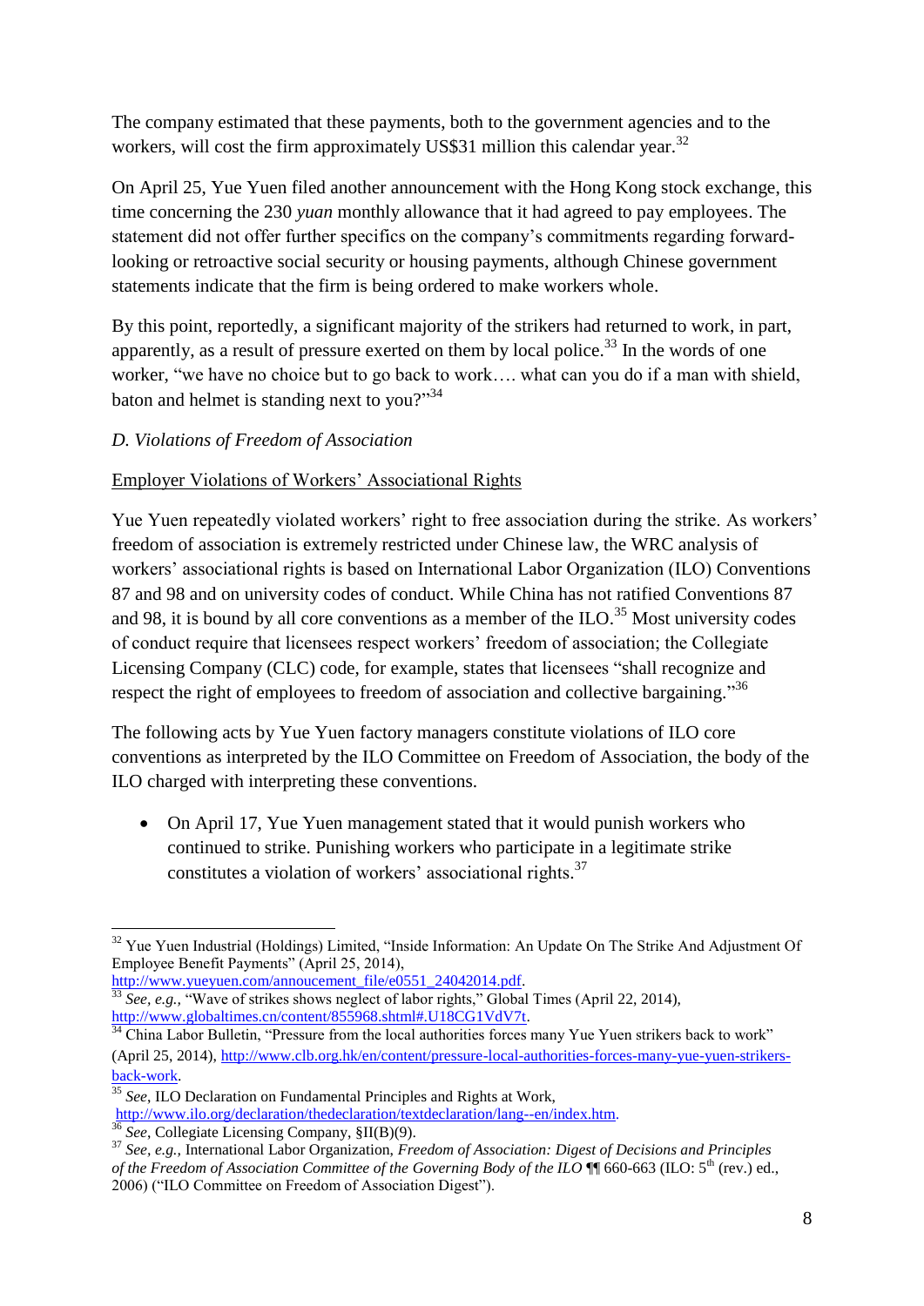The company estimated that these payments, both to the government agencies and to the workers, will cost the firm approximately US$31 million this calendar year.[32]

On April 25, Yue Yuen filed another announcement with the Hong Kong stock exchange, this time concerning the 230 *yuan* monthly allowance that it had agreed to pay employees. The statement did not offer further specifics on the company's commitments regarding forward-looking or retroactive social security or housing payments, although Chinese government statements indicate that the firm is being ordered to make workers whole.

By this point, reportedly, a significant majority of the strikers had returned to work, in part, apparently, as a result of pressure exerted on them by local police.[33] In the words of one worker, "we have no choice but to go back to work…. what can you do if a man with shield, baton and helmet is standing next to you?"[34]

*D. Violations of Freedom of Association*

Employer Violations of Workers' Associational Rights

Yue Yuen repeatedly violated workers' right to free association during the strike. As workers' freedom of association is extremely restricted under Chinese law, the WRC analysis of workers' associational rights is based on International Labor Organization (ILO) Conventions 87 and 98 and on university codes of conduct. While China has not ratified Conventions 87 and 98, it is bound by all core conventions as a member of the ILO.[35] Most university codes of conduct require that licensees respect workers' freedom of association; the Collegiate Licensing Company (CLC) code, for example, states that licensees "shall recognize and respect the right of employees to freedom of association and collective bargaining."[36]

The following acts by Yue Yuen factory managers constitute violations of ILO core conventions as interpreted by the ILO Committee on Freedom of Association, the body of the ILO charged with interpreting these conventions.

- On April 17, Yue Yuen management stated that it would punish workers who continued to strike. Punishing workers who participate in a legitimate strike constitutes a violation of workers' associational rights.[37]

---

[32] Yue Yuen Industrial (Holdings) Limited, "Inside Information: An Update On The Strike And Adjustment Of Employee Benefit Payments" (April 25, 2014), http://www.yueyuen.com/annoucement_file/e0551_24042014.pdf.

[33] *See, e.g.,* "Wave of strikes shows neglect of labor rights," Global Times (April 22, 2014), http://www.globaltimes.cn/content/855968.shtml#.U18CG1VdV7t.

[34] China Labor Bulletin, "Pressure from the local authorities forces many Yue Yuen strikers back to work" (April 25, 2014), http://www.clb.org.hk/en/content/pressure-local-authorities-forces-many-yue-yuen-strikers-back-work.

[35] *See*, ILO Declaration on Fundamental Principles and Rights at Work, http://www.ilo.org/declaration/thedeclaration/textdeclaration/lang--en/index.htm.

[36] *See*, Collegiate Licensing Company, §II(B)(9).

[37] *See, e.g.,* International Labor Organization, *Freedom of Association: Digest of Decisions and Principles of the Freedom of Association Committee of the Governing Body of the ILO* ¶¶ 660-663 (ILO: 5th (rev.) ed., 2006) ("ILO Committee on Freedom of Association Digest").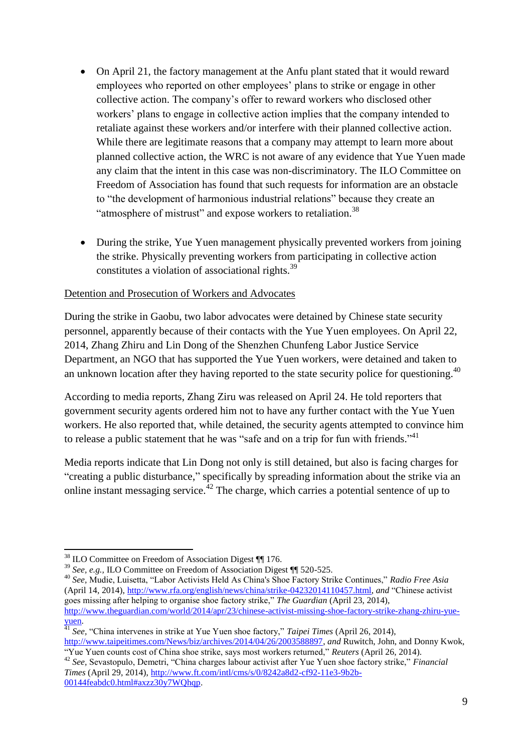- On April 21, the factory management at the Anfu plant stated that it would reward employees who reported on other employees' plans to strike or engage in other collective action. The company's offer to reward workers who disclosed other workers' plans to engage in collective action implies that the company intended to retaliate against these workers and/or interfere with their planned collective action. While there are legitimate reasons that a company may attempt to learn more about planned collective action, the WRC is not aware of any evidence that Yue Yuen made any claim that the intent in this case was non-discriminatory. The ILO Committee on Freedom of Association has found that such requests for information are an obstacle to "the development of harmonious industrial relations" because they create an "atmosphere of mistrust" and expose workers to retaliation.[38]

- During the strike, Yue Yuen management physically prevented workers from joining the strike. Physically preventing workers from participating in collective action constitutes a violation of associational rights.[39]

<u>Detention and Prosecution of Workers and Advocates</u>

During the strike in Gaobu, two labor advocates were detained by Chinese state security personnel, apparently because of their contacts with the Yue Yuen employees. On April 22, 2014, Zhang Zhiru and Lin Dong of the Shenzhen Chunfeng Labor Justice Service Department, an NGO that has supported the Yue Yuen workers, were detained and taken to an unknown location after they having reported to the state security police for questioning.[40]

According to media reports, Zhang Ziru was released on April 24. He told reporters that government security agents ordered him not to have any further contact with the Yue Yuen workers. He also reported that, while detained, the security agents attempted to convince him to release a public statement that he was "safe and on a trip for fun with friends."[41]

Media reports indicate that Lin Dong not only is still detained, but also is facing charges for "creating a public disturbance," specifically by spreading information about the strike via an online instant messaging service.[42] The charge, which carries a potential sentence of up to

---

[38] ILO Committee on Freedom of Association Digest ¶¶ 176.

[39] *See*, *e.g.*, ILO Committee on Freedom of Association Digest ¶¶ 520-525.

[40] *See*, Mudie, Luisetta, "Labor Activists Held As China's Shoe Factory Strike Continues," *Radio Free Asia* (April 14, 2014), http://www.rfa.org/english/news/china/strike-04232014110457.html, *and* "Chinese activist goes missing after helping to organise shoe factory strike," *The Guardian* (April 23, 2014), http://www.theguardian.com/world/2014/apr/23/chinese-activist-missing-shoe-factory-strike-zhang-zhiru-yue-yuen.

[41] *See*, "China intervenes in strike at Yue Yuen shoe factory," *Taipei Times* (April 26, 2014), http://www.taipeitimes.com/News/biz/archives/2014/04/26/2003588897, *and* Ruwitch, John, and Donny Kwok, "Yue Yuen counts cost of China shoe strike, says most workers returned," *Reuters* (April 26, 2014).

[42] *See*, Sevastopulo, Demetri, "China charges labour activist after Yue Yuen shoe factory strike," *Financial Times* (April 29, 2014), http://www.ft.com/intl/cms/s/0/8242a8d2-cf92-11e3-9b2b-00144feabdc0.html#axzz30y7WQhqp.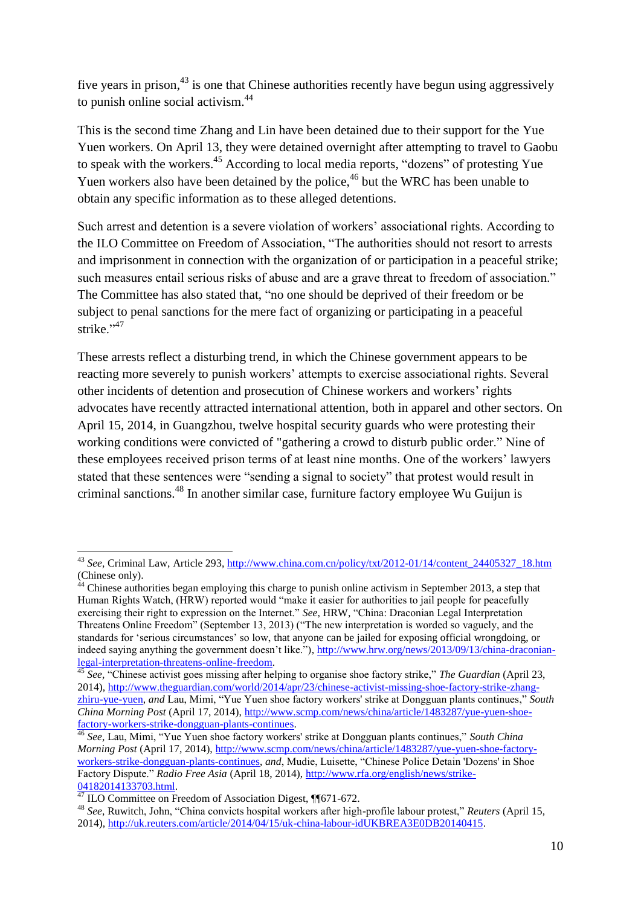five years in prison,[43] is one that Chinese authorities recently have begun using aggressively to punish online social activism.[44]

This is the second time Zhang and Lin have been detained due to their support for the Yue Yuen workers. On April 13, they were detained overnight after attempting to travel to Gaobu to speak with the workers.[45] According to local media reports, "dozens" of protesting Yue Yuen workers also have been detained by the police,[46] but the WRC has been unable to obtain any specific information as to these alleged detentions.

Such arrest and detention is a severe violation of workers' associational rights. According to the ILO Committee on Freedom of Association, "The authorities should not resort to arrests and imprisonment in connection with the organization of or participation in a peaceful strike; such measures entail serious risks of abuse and are a grave threat to freedom of association." The Committee has also stated that, "no one should be deprived of their freedom or be subject to penal sanctions for the mere fact of organizing or participating in a peaceful strike."[47]

These arrests reflect a disturbing trend, in which the Chinese government appears to be reacting more severely to punish workers' attempts to exercise associational rights. Several other incidents of detention and prosecution of Chinese workers and workers' rights advocates have recently attracted international attention, both in apparel and other sectors. On April 15, 2014, in Guangzhou, twelve hospital security guards who were protesting their working conditions were convicted of "gathering a crowd to disturb public order." Nine of these employees received prison terms of at least nine months. One of the workers' lawyers stated that these sentences were "sending a signal to society" that protest would result in criminal sanctions.[48] In another similar case, furniture factory employee Wu Guijun is

---

[43] *See*, Criminal Law, Article 293, http://www.china.com.cn/policy/txt/2012-01/14/content_24405327_18.htm (Chinese only).

[44] Chinese authorities began employing this charge to punish online activism in September 2013, a step that Human Rights Watch, (HRW) reported would "make it easier for authorities to jail people for peacefully exercising their right to expression on the Internet." *See,* HRW, "China: Draconian Legal Interpretation Threatens Online Freedom" (September 13, 2013) ("The new interpretation is worded so vaguely, and the standards for 'serious circumstances' so low, that anyone can be jailed for exposing official wrongdoing, or indeed saying anything the government doesn't like."), http://www.hrw.org/news/2013/09/13/china-draconian-legal-interpretation-threatens-online-freedom.

[45] *See*, "Chinese activist goes missing after helping to organise shoe factory strike," *The Guardian* (April 23, 2014), http://www.theguardian.com/world/2014/apr/23/chinese-activist-missing-shoe-factory-strike-zhang-zhiru-yue-yuen, *and* Lau, Mimi, "Yue Yuen shoe factory workers' strike at Dongguan plants continues," *South China Morning Post* (April 17, 2014), http://www.scmp.com/news/china/article/1483287/yue-yuen-shoe-factory-workers-strike-dongguan-plants-continues.

[46] *See*, Lau, Mimi, "Yue Yuen shoe factory workers' strike at Dongguan plants continues," *South China Morning Post* (April 17, 2014), http://www.scmp.com/news/china/article/1483287/yue-yuen-shoe-factory-workers-strike-dongguan-plants-continues, *and*, Mudie, Luisette, "Chinese Police Detain 'Dozens' in Shoe Factory Dispute." *Radio Free Asia* (April 18, 2014), http://www.rfa.org/english/news/strike-04182014133703.html.

[47] ILO Committee on Freedom of Association Digest, ¶¶671-672.

[48] *See*, Ruwitch, John, "China convicts hospital workers after high-profile labour protest," *Reuters* (April 15, 2014), http://uk.reuters.com/article/2014/04/15/uk-china-labour-idUKBREA3E0DB20140415.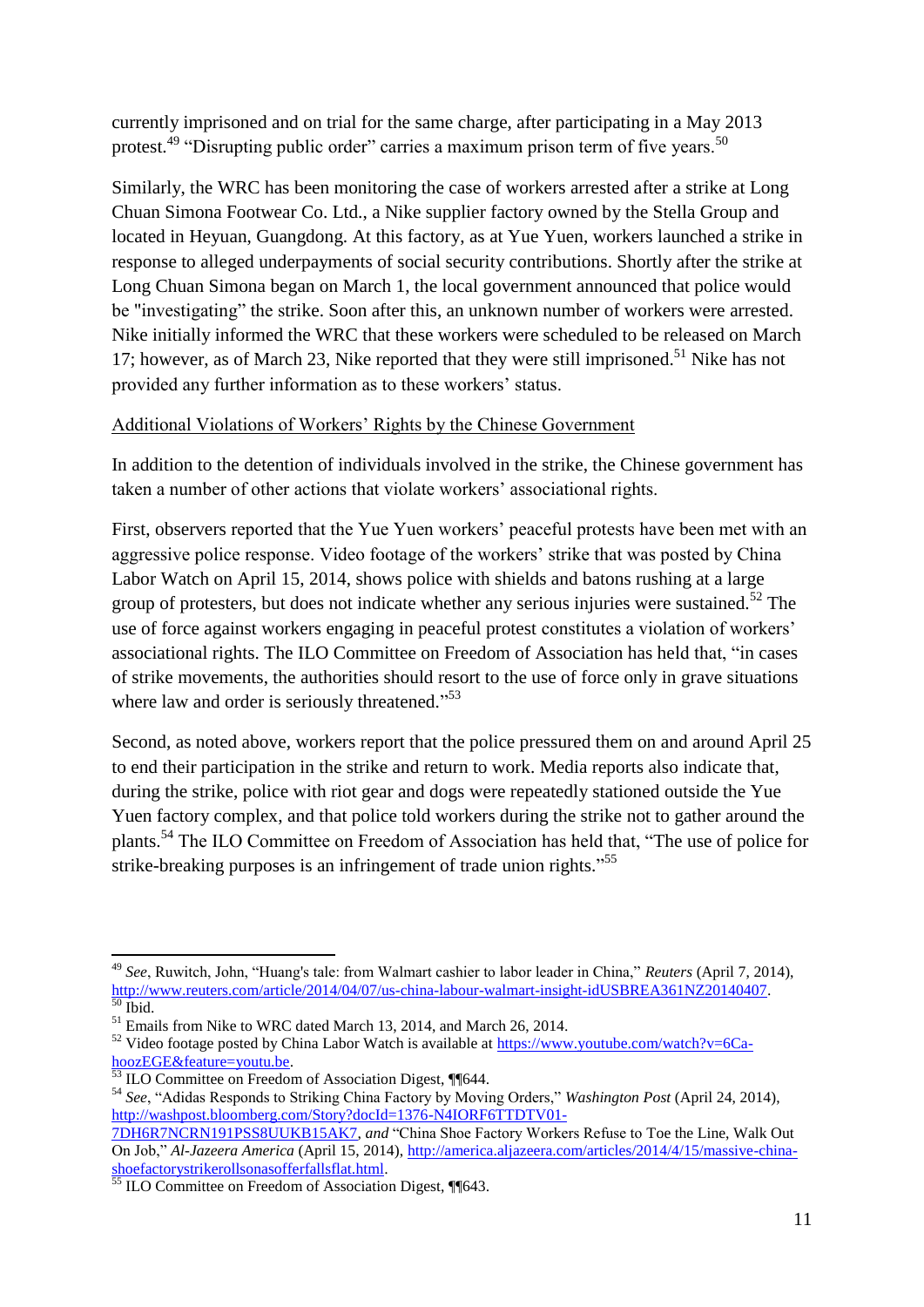currently imprisoned and on trial for the same charge, after participating in a May 2013 protest.[49] "Disrupting public order" carries a maximum prison term of five years.[50]

Similarly, the WRC has been monitoring the case of workers arrested after a strike at Long Chuan Simona Footwear Co. Ltd., a Nike supplier factory owned by the Stella Group and located in Heyuan, Guangdong. At this factory, as at Yue Yuen, workers launched a strike in response to alleged underpayments of social security contributions. Shortly after the strike at Long Chuan Simona began on March 1, the local government announced that police would be "investigating" the strike. Soon after this, an unknown number of workers were arrested. Nike initially informed the WRC that these workers were scheduled to be released on March 17; however, as of March 23, Nike reported that they were still imprisoned.[51] Nike has not provided any further information as to these workers' status.

Additional Violations of Workers' Rights by the Chinese Government

In addition to the detention of individuals involved in the strike, the Chinese government has taken a number of other actions that violate workers' associational rights.

First, observers reported that the Yue Yuen workers' peaceful protests have been met with an aggressive police response. Video footage of the workers' strike that was posted by China Labor Watch on April 15, 2014, shows police with shields and batons rushing at a large group of protesters, but does not indicate whether any serious injuries were sustained.[52] The use of force against workers engaging in peaceful protest constitutes a violation of workers' associational rights. The ILO Committee on Freedom of Association has held that, "in cases of strike movements, the authorities should resort to the use of force only in grave situations where law and order is seriously threatened."[53]

Second, as noted above, workers report that the police pressured them on and around April 25 to end their participation in the strike and return to work. Media reports also indicate that, during the strike, police with riot gear and dogs were repeatedly stationed outside the Yue Yuen factory complex, and that police told workers during the strike not to gather around the plants.[54] The ILO Committee on Freedom of Association has held that, "The use of police for strike-breaking purposes is an infringement of trade union rights."[55]

---

[49] *See*, Ruwitch, John, "Huang's tale: from Walmart cashier to labor leader in China," *Reuters* (April 7, 2014), http://www.reuters.com/article/2014/04/07/us-china-labour-walmart-insight-idUSBREA361NZ20140407.

[50] Ibid.

[51] Emails from Nike to WRC dated March 13, 2014, and March 26, 2014.

[52] Video footage posted by China Labor Watch is available at https://www.youtube.com/watch?v=6Ca-hoozEGE&feature=youtu.be.

[53] ILO Committee on Freedom of Association Digest, ¶¶644.

[54] *See*, "Adidas Responds to Striking China Factory by Moving Orders," *Washington Post* (April 24, 2014), http://washpost.bloomberg.com/Story?docId=1376-N4IORF6TTDTV01-7DH6R7NCRN191PSS8UUKB15AK7, *and* "China Shoe Factory Workers Refuse to Toe the Line, Walk Out On Job," *Al-Jazeera America* (April 15, 2014), http://america.aljazeera.com/articles/2014/4/15/massive-china-shoefactorystrikerollsonasofferfallsflat.html.

[55] ILO Committee on Freedom of Association Digest, ¶¶643.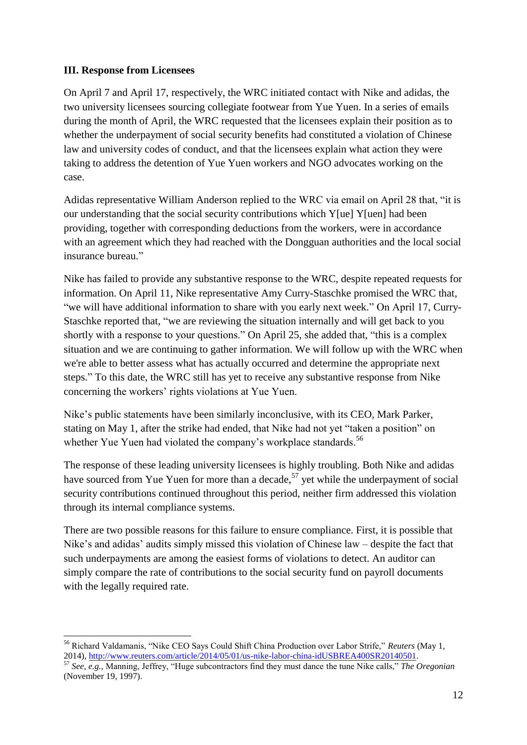### III. Response from Licensees

On April 7 and April 17, respectively, the WRC initiated contact with Nike and adidas, the two university licensees sourcing collegiate footwear from Yue Yuen. In a series of emails during the month of April, the WRC requested that the licensees explain their position as to whether the underpayment of social security benefits had constituted a violation of Chinese law and university codes of conduct, and that the licensees explain what action they were taking to address the detention of Yue Yuen workers and NGO advocates working on the case.

Adidas representative William Anderson replied to the WRC via email on April 28 that, "it is our understanding that the social security contributions which Y[ue] Y[uen] had been providing, together with corresponding deductions from the workers, were in accordance with an agreement which they had reached with the Dongguan authorities and the local social insurance bureau."

Nike has failed to provide any substantive response to the WRC, despite repeated requests for information. On April 11, Nike representative Amy Curry-Staschke promised the WRC that, "we will have additional information to share with you early next week." On April 17, Curry-Staschke reported that, "we are reviewing the situation internally and will get back to you shortly with a response to your questions." On April 25, she added that, "this is a complex situation and we are continuing to gather information. We will follow up with the WRC when we're able to better assess what has actually occurred and determine the appropriate next steps." To this date, the WRC still has yet to receive any substantive response from Nike concerning the workers' rights violations at Yue Yuen.

Nike's public statements have been similarly inconclusive, with its CEO, Mark Parker, stating on May 1, after the strike had ended, that Nike had not yet "taken a position" on whether Yue Yuen had violated the company's workplace standards.[56]

The response of these leading university licensees is highly troubling. Both Nike and adidas have sourced from Yue Yuen for more than a decade,[57] yet while the underpayment of social security contributions continued throughout this period, neither firm addressed this violation through its internal compliance systems.

There are two possible reasons for this failure to ensure compliance. First, it is possible that Nike's and adidas' audits simply missed this violation of Chinese law – despite the fact that such underpayments are among the easiest forms of violations to detect. An auditor can simply compare the rate of contributions to the social security fund on payroll documents with the legally required rate.

---

[56] Richard Valdamanis, "Nike CEO Says Could Shift China Production over Labor Strife," *Reuters* (May 1, 2014), http://www.reuters.com/article/2014/05/01/us-nike-labor-china-idUSBREA400SR20140501.

[57] *See, e.g.*, Manning, Jeffrey, "Huge subcontractors find they must dance the tune Nike calls," *The Oregonian* (November 19, 1997).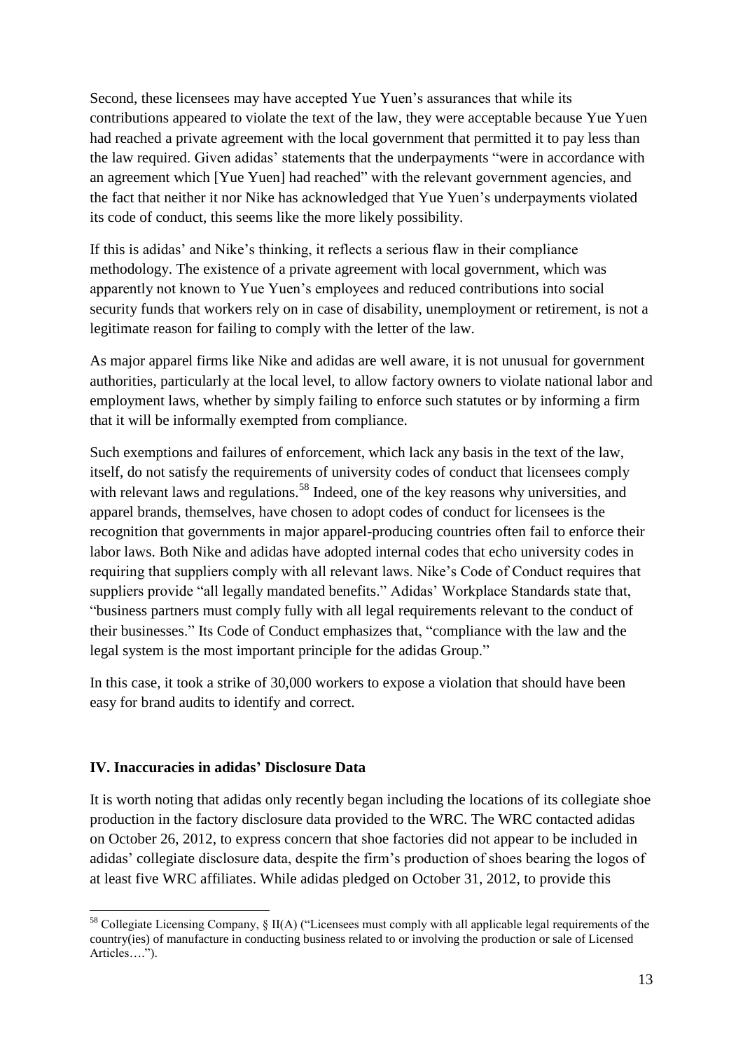Second, these licensees may have accepted Yue Yuen's assurances that while its contributions appeared to violate the text of the law, they were acceptable because Yue Yuen had reached a private agreement with the local government that permitted it to pay less than the law required. Given adidas' statements that the underpayments "were in accordance with an agreement which [Yue Yuen] had reached" with the relevant government agencies, and the fact that neither it nor Nike has acknowledged that Yue Yuen's underpayments violated its code of conduct, this seems like the more likely possibility.

If this is adidas' and Nike's thinking, it reflects a serious flaw in their compliance methodology. The existence of a private agreement with local government, which was apparently not known to Yue Yuen's employees and reduced contributions into social security funds that workers rely on in case of disability, unemployment or retirement, is not a legitimate reason for failing to comply with the letter of the law.

As major apparel firms like Nike and adidas are well aware, it is not unusual for government authorities, particularly at the local level, to allow factory owners to violate national labor and employment laws, whether by simply failing to enforce such statutes or by informing a firm that it will be informally exempted from compliance.

Such exemptions and failures of enforcement, which lack any basis in the text of the law, itself, do not satisfy the requirements of university codes of conduct that licensees comply with relevant laws and regulations.[58] Indeed, one of the key reasons why universities, and apparel brands, themselves, have chosen to adopt codes of conduct for licensees is the recognition that governments in major apparel-producing countries often fail to enforce their labor laws. Both Nike and adidas have adopted internal codes that echo university codes in requiring that suppliers comply with all relevant laws. Nike's Code of Conduct requires that suppliers provide "all legally mandated benefits." Adidas' Workplace Standards state that, "business partners must comply fully with all legal requirements relevant to the conduct of their businesses." Its Code of Conduct emphasizes that, "compliance with the law and the legal system is the most important principle for the adidas Group."

In this case, it took a strike of 30,000 workers to expose a violation that should have been easy for brand audits to identify and correct.

## IV. Inaccuracies in adidas' Disclosure Data

It is worth noting that adidas only recently began including the locations of its collegiate shoe production in the factory disclosure data provided to the WRC. The WRC contacted adidas on October 26, 2012, to express concern that shoe factories did not appear to be included in adidas' collegiate disclosure data, despite the firm's production of shoes bearing the logos of at least five WRC affiliates. While adidas pledged on October 31, 2012, to provide this

[58] Collegiate Licensing Company, § II(A) ("Licensees must comply with all applicable legal requirements of the country(ies) of manufacture in conducting business related to or involving the production or sale of Licensed Articles….").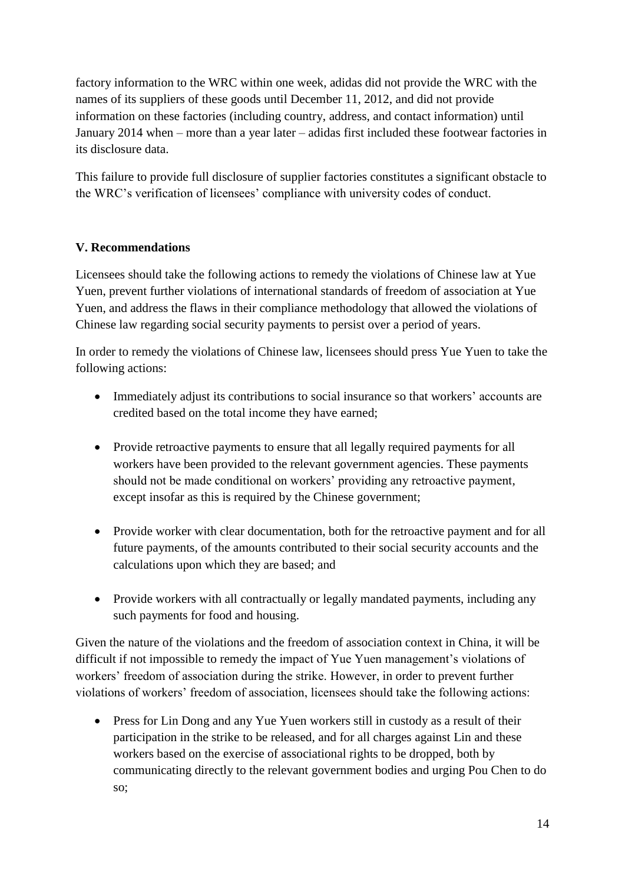factory information to the WRC within one week, adidas did not provide the WRC with the names of its suppliers of these goods until December 11, 2012, and did not provide information on these factories (including country, address, and contact information) until January 2014 when – more than a year later – adidas first included these footwear factories in its disclosure data.

This failure to provide full disclosure of supplier factories constitutes a significant obstacle to the WRC's verification of licensees' compliance with university codes of conduct.

## V. Recommendations

Licensees should take the following actions to remedy the violations of Chinese law at Yue Yuen, prevent further violations of international standards of freedom of association at Yue Yuen, and address the flaws in their compliance methodology that allowed the violations of Chinese law regarding social security payments to persist over a period of years.

In order to remedy the violations of Chinese law, licensees should press Yue Yuen to take the following actions:

- Immediately adjust its contributions to social insurance so that workers' accounts are credited based on the total income they have earned;
- Provide retroactive payments to ensure that all legally required payments for all workers have been provided to the relevant government agencies. These payments should not be made conditional on workers' providing any retroactive payment, except insofar as this is required by the Chinese government;
- Provide worker with clear documentation, both for the retroactive payment and for all future payments, of the amounts contributed to their social security accounts and the calculations upon which they are based; and
- Provide workers with all contractually or legally mandated payments, including any such payments for food and housing.

Given the nature of the violations and the freedom of association context in China, it will be difficult if not impossible to remedy the impact of Yue Yuen management's violations of workers' freedom of association during the strike. However, in order to prevent further violations of workers' freedom of association, licensees should take the following actions:

- Press for Lin Dong and any Yue Yuen workers still in custody as a result of their participation in the strike to be released, and for all charges against Lin and these workers based on the exercise of associational rights to be dropped, both by communicating directly to the relevant government bodies and urging Pou Chen to do so;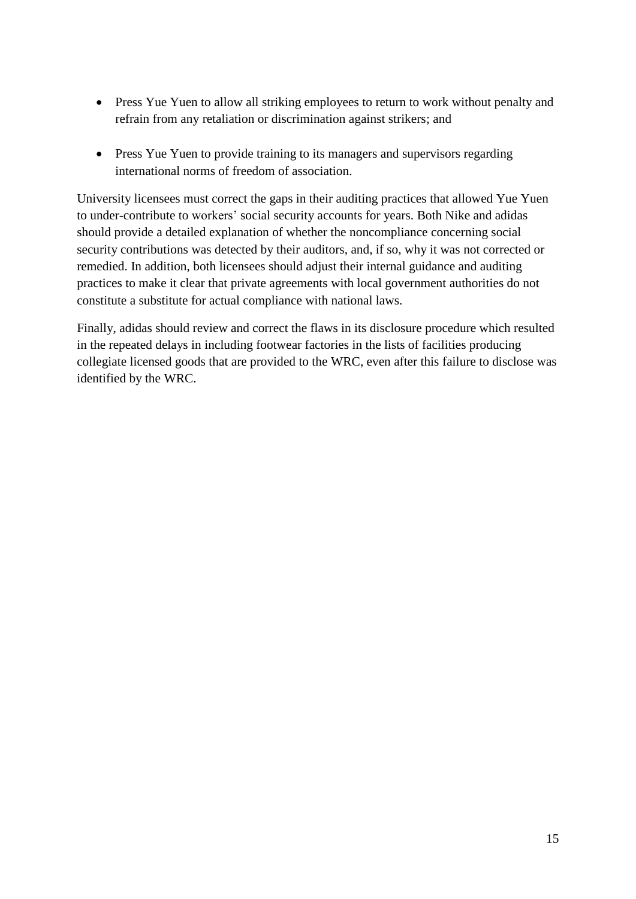- Press Yue Yuen to allow all striking employees to return to work without penalty and refrain from any retaliation or discrimination against strikers; and

- Press Yue Yuen to provide training to its managers and supervisors regarding international norms of freedom of association.

University licensees must correct the gaps in their auditing practices that allowed Yue Yuen to under-contribute to workers' social security accounts for years. Both Nike and adidas should provide a detailed explanation of whether the noncompliance concerning social security contributions was detected by their auditors, and, if so, why it was not corrected or remedied. In addition, both licensees should adjust their internal guidance and auditing practices to make it clear that private agreements with local government authorities do not constitute a substitute for actual compliance with national laws.

Finally, adidas should review and correct the flaws in its disclosure procedure which resulted in the repeated delays in including footwear factories in the lists of facilities producing collegiate licensed goods that are provided to the WRC, even after this failure to disclose was identified by the WRC.